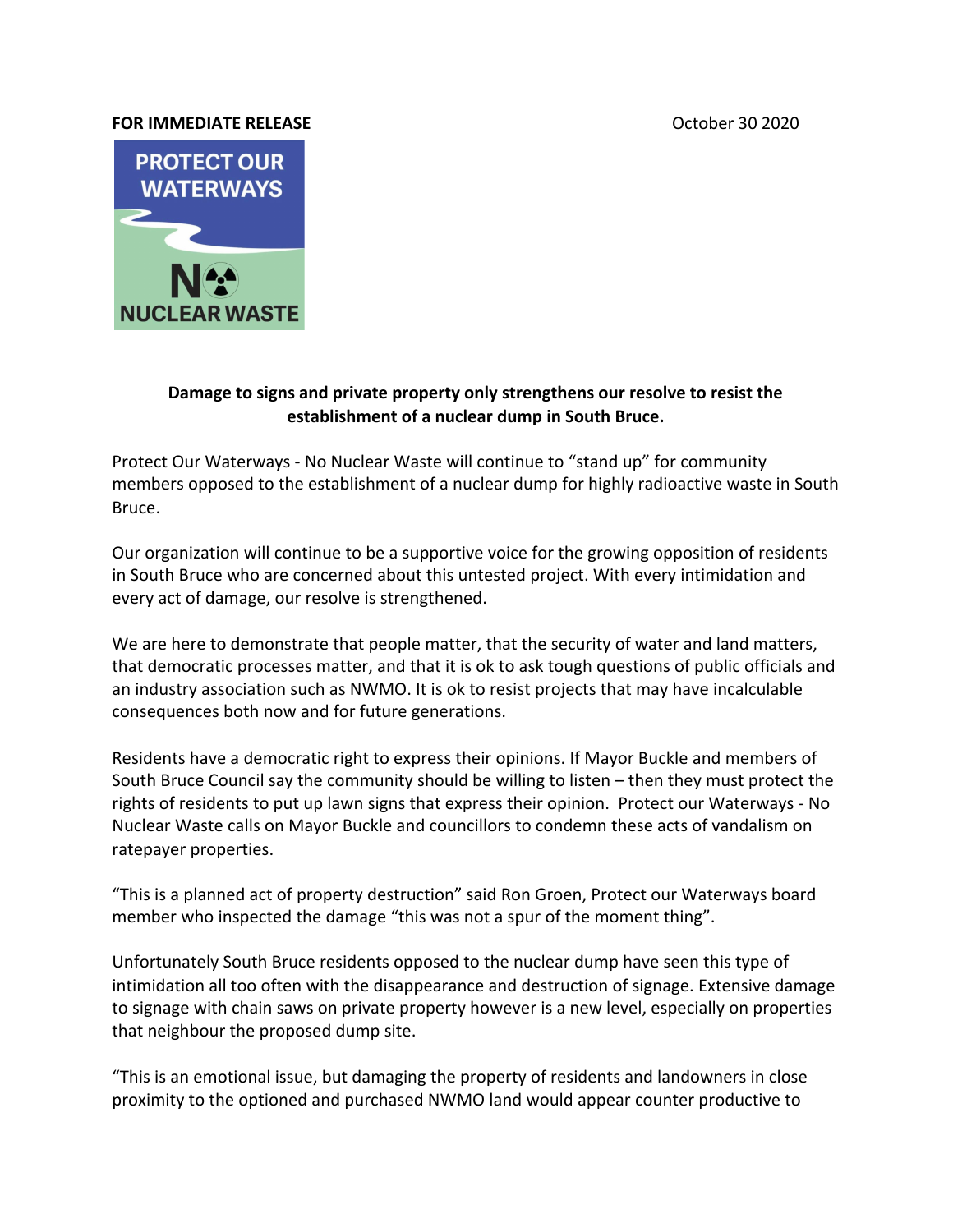**FOR IMMEDIATE RELEASE** October 30 2020

PROTECT OUR WATERWAYS

NO NUCLEAR WASTE

**Damage to signs and private property only strengthens our resolve to resist the establishment of a nuclear dump in South Bruce.**

Protect Our Waterways - No Nuclear Waste will continue to "stand up" for community members opposed to the establishment of a nuclear dump for highly radioactive waste in South Bruce.

Our organization will continue to be a supportive voice for the growing opposition of residents in South Bruce who are concerned about this untested project. With every intimidation and every act of damage, our resolve is strengthened.

We are here to demonstrate that people matter, that the security of water and land matters, that democratic processes matter, and that it is ok to ask tough questions of public officials and an industry association such as NWMO. It is ok to resist projects that may have incalculable consequences both now and for future generations.

Residents have a democratic right to express their opinions. If Mayor Buckle and members of South Bruce Council say the community should be willing to listen – then they must protect the rights of residents to put up lawn signs that express their opinion. Protect our Waterways - No Nuclear Waste calls on Mayor Buckle and councillors to condemn these acts of vandalism on ratepayer properties.

"This is a planned act of property destruction" said Ron Groen, Protect our Waterways board member who inspected the damage "this was not a spur of the moment thing".

Unfortunately South Bruce residents opposed to the nuclear dump have seen this type of intimidation all too often with the disappearance and destruction of signage. Extensive damage to signage with chain saws on private property however is a new level, especially on properties that neighbour the proposed dump site.

"This is an emotional issue, but damaging the property of residents and landowners in close proximity to the optioned and purchased NWMO land would appear counter productive to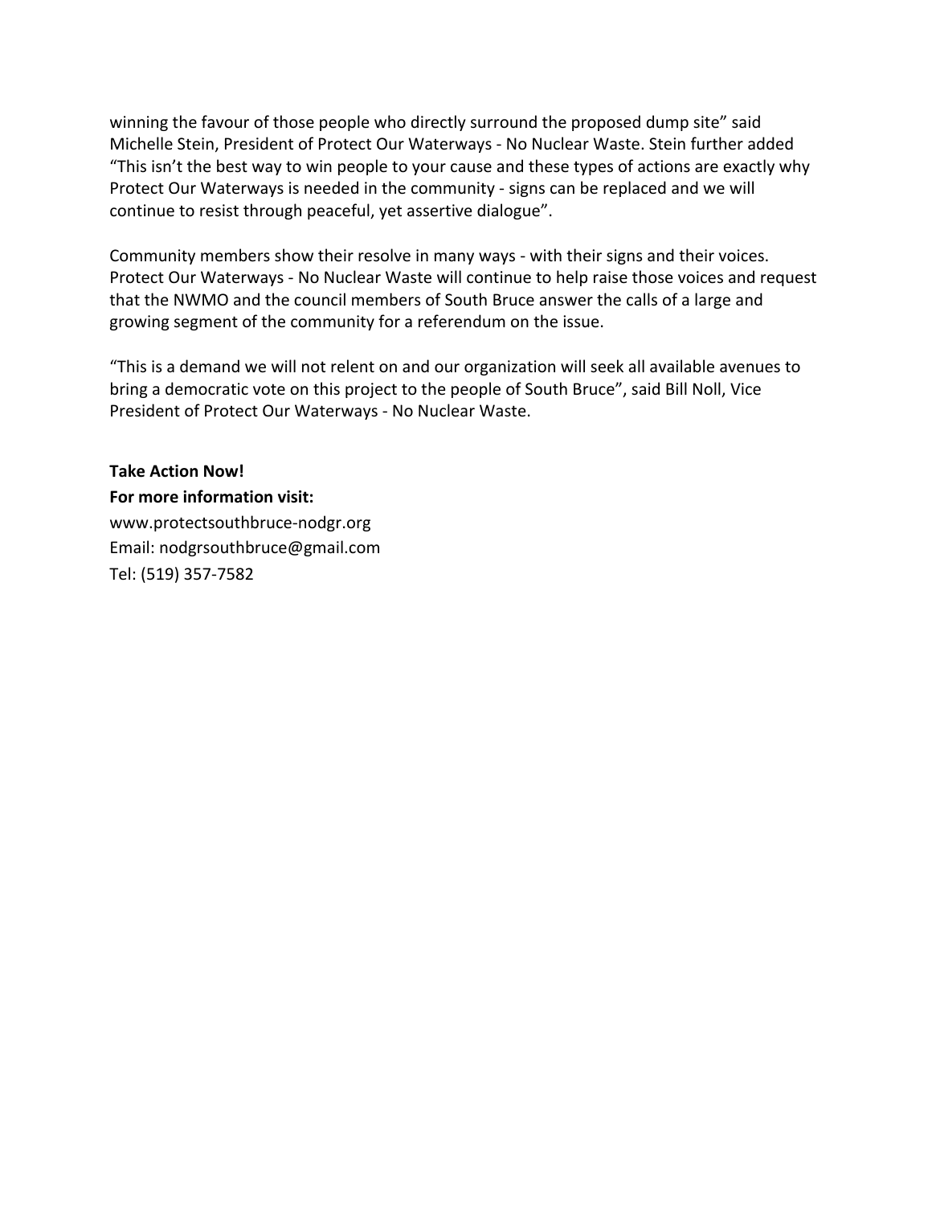winning the favour of those people who directly surround the proposed dump site" said Michelle Stein, President of Protect Our Waterways - No Nuclear Waste. Stein further added "This isn't the best way to win people to your cause and these types of actions are exactly why Protect Our Waterways is needed in the community - signs can be replaced and we will continue to resist through peaceful, yet assertive dialogue".

Community members show their resolve in many ways - with their signs and their voices. Protect Our Waterways - No Nuclear Waste will continue to help raise those voices and request that the NWMO and the council members of South Bruce answer the calls of a large and growing segment of the community for a referendum on the issue.

"This is a demand we will not relent on and our organization will seek all available avenues to bring a democratic vote on this project to the people of South Bruce", said Bill Noll, Vice President of Protect Our Waterways - No Nuclear Waste.

**Take Action Now!**
**For more information visit:**
www.protectsouthbruce-nodgr.org
Email: nodgrsouthbruce@gmail.com
Tel: (519) 357-7582